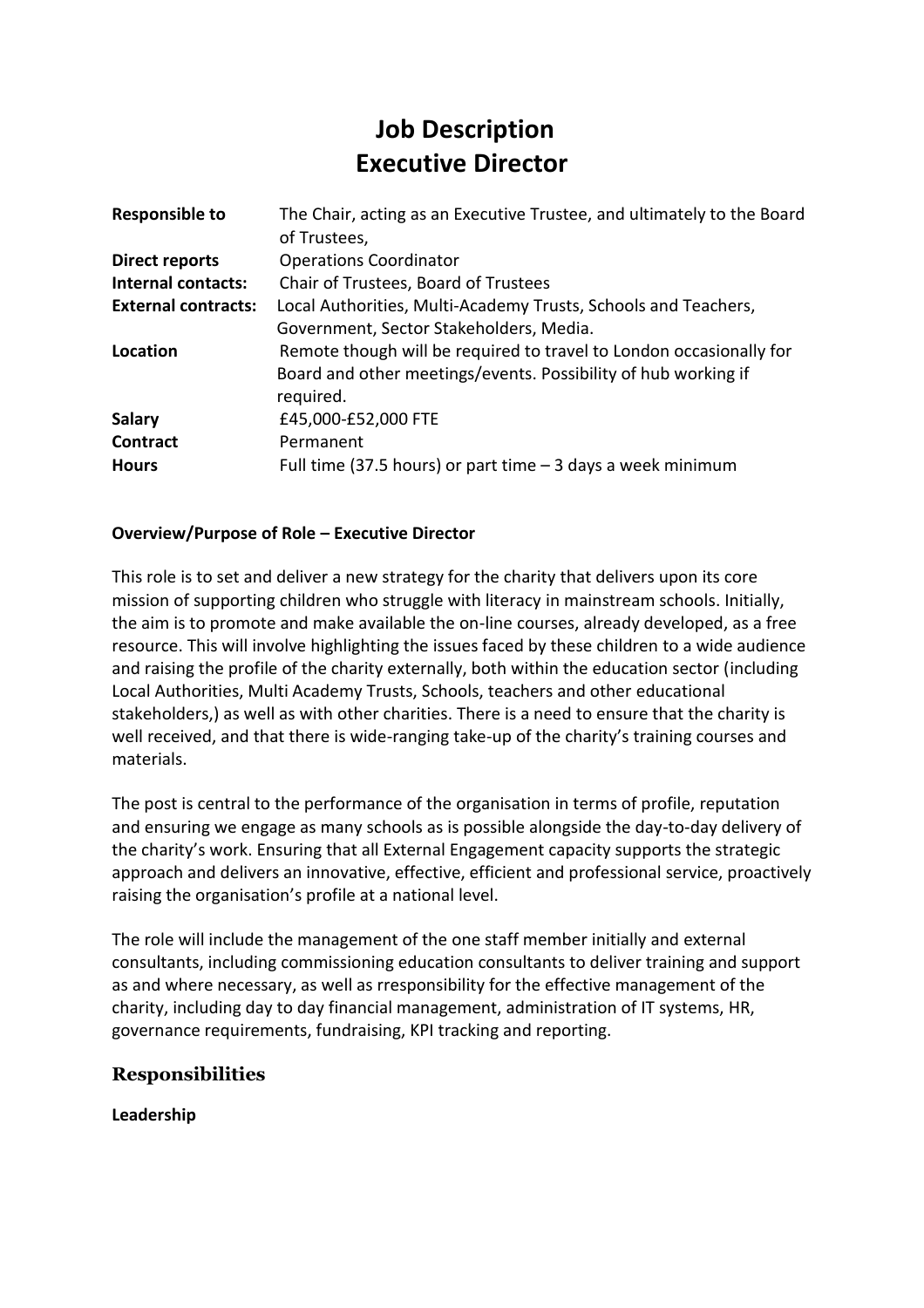# Job Description
# Executive Director

| | |
|---|---|
| **Responsible to** | The Chair, acting as an Executive Trustee, and ultimately to the Board of Trustees, |
| **Direct reports** | Operations Coordinator |
| **Internal contacts:** | Chair of Trustees, Board of Trustees |
| **External contracts:** | Local Authorities, Multi-Academy Trusts, Schools and Teachers, Government, Sector Stakeholders, Media. |
| **Location** | Remote though will be required to travel to London occasionally for Board and other meetings/events. Possibility of hub working if required. |
| **Salary** | £45,000-£52,000 FTE |
| **Contract** | Permanent |
| **Hours** | Full time (37.5 hours) or part time – 3 days a week minimum |

**Overview/Purpose of Role – Executive Director**

This role is to set and deliver a new strategy for the charity that delivers upon its core mission of supporting children who struggle with literacy in mainstream schools. Initially, the aim is to promote and make available the on-line courses, already developed, as a free resource. This will involve highlighting the issues faced by these children to a wide audience and raising the profile of the charity externally, both within the education sector (including Local Authorities, Multi Academy Trusts, Schools, teachers and other educational stakeholders,) as well as with other charities. There is a need to ensure that the charity is well received, and that there is wide-ranging take-up of the charity's training courses and materials.

The post is central to the performance of the organisation in terms of profile, reputation and ensuring we engage as many schools as is possible alongside the day-to-day delivery of the charity's work. Ensuring that all External Engagement capacity supports the strategic approach and delivers an innovative, effective, efficient and professional service, proactively raising the organisation's profile at a national level.

The role will include the management of the one staff member initially and external consultants, including commissioning education consultants to deliver training and support as and where necessary, as well as rresponsibility for the effective management of the charity, including day to day financial management, administration of IT systems, HR, governance requirements, fundraising, KPI tracking and reporting.

## Responsibilities

**Leadership**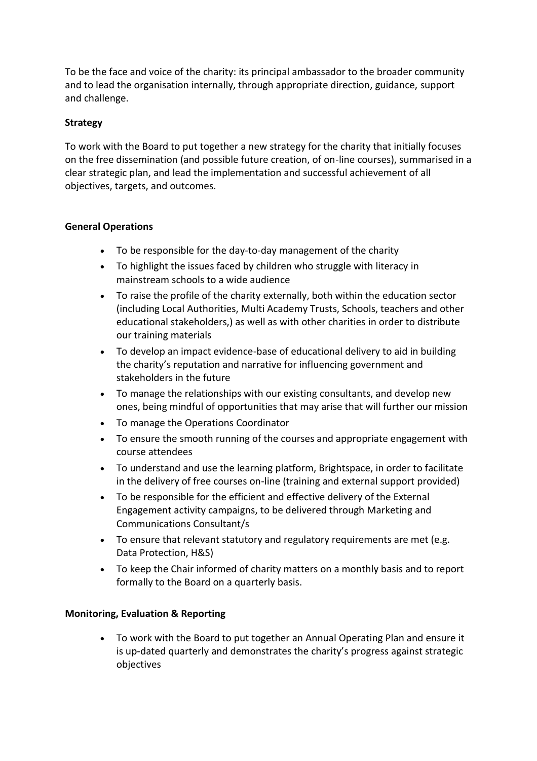To be the face and voice of the charity: its principal ambassador to the broader community and to lead the organisation internally, through appropriate direction, guidance, support and challenge.

**Strategy**

To work with the Board to put together a new strategy for the charity that initially focuses on the free dissemination (and possible future creation, of on-line courses), summarised in a clear strategic plan, and lead the implementation and successful achievement of all objectives, targets, and outcomes.

**General Operations**

- To be responsible for the day-to-day management of the charity
- To highlight the issues faced by children who struggle with literacy in mainstream schools to a wide audience
- To raise the profile of the charity externally, both within the education sector (including Local Authorities, Multi Academy Trusts, Schools, teachers and other educational stakeholders,) as well as with other charities in order to distribute our training materials
- To develop an impact evidence-base of educational delivery to aid in building the charity's reputation and narrative for influencing government and stakeholders in the future
- To manage the relationships with our existing consultants, and develop new ones, being mindful of opportunities that may arise that will further our mission
- To manage the Operations Coordinator
- To ensure the smooth running of the courses and appropriate engagement with course attendees
- To understand and use the learning platform, Brightspace, in order to facilitate in the delivery of free courses on-line (training and external support provided)
- To be responsible for the efficient and effective delivery of the External Engagement activity campaigns, to be delivered through Marketing and Communications Consultant/s
- To ensure that relevant statutory and regulatory requirements are met (e.g. Data Protection, H&S)
- To keep the Chair informed of charity matters on a monthly basis and to report formally to the Board on a quarterly basis.

**Monitoring, Evaluation & Reporting**

- To work with the Board to put together an Annual Operating Plan and ensure it is up-dated quarterly and demonstrates the charity's progress against strategic objectives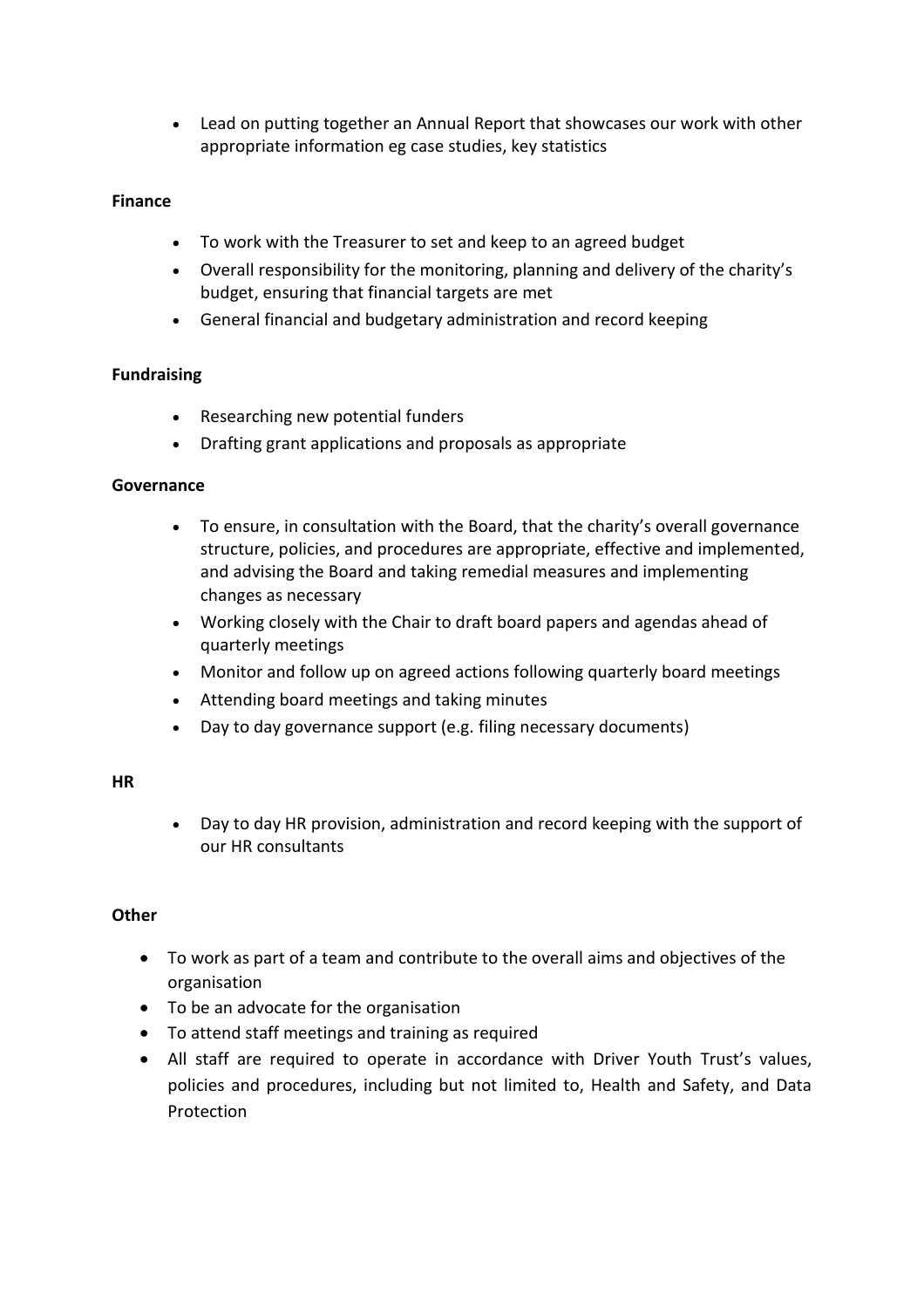- Lead on putting together an Annual Report that showcases our work with other appropriate information eg case studies, key statistics

**Finance**

- To work with the Treasurer to set and keep to an agreed budget
- Overall responsibility for the monitoring, planning and delivery of the charity's budget, ensuring that financial targets are met
- General financial and budgetary administration and record keeping

**Fundraising**

- Researching new potential funders
- Drafting grant applications and proposals as appropriate

**Governance**

- To ensure, in consultation with the Board, that the charity's overall governance structure, policies, and procedures are appropriate, effective and implemented, and advising the Board and taking remedial measures and implementing changes as necessary
- Working closely with the Chair to draft board papers and agendas ahead of quarterly meetings
- Monitor and follow up on agreed actions following quarterly board meetings
- Attending board meetings and taking minutes
- Day to day governance support (e.g. filing necessary documents)

**HR**

- Day to day HR provision, administration and record keeping with the support of our HR consultants

**Other**

- To work as part of a team and contribute to the overall aims and objectives of the organisation
- To be an advocate for the organisation
- To attend staff meetings and training as required
- All staff are required to operate in accordance with Driver Youth Trust's values, policies and procedures, including but not limited to, Health and Safety, and Data Protection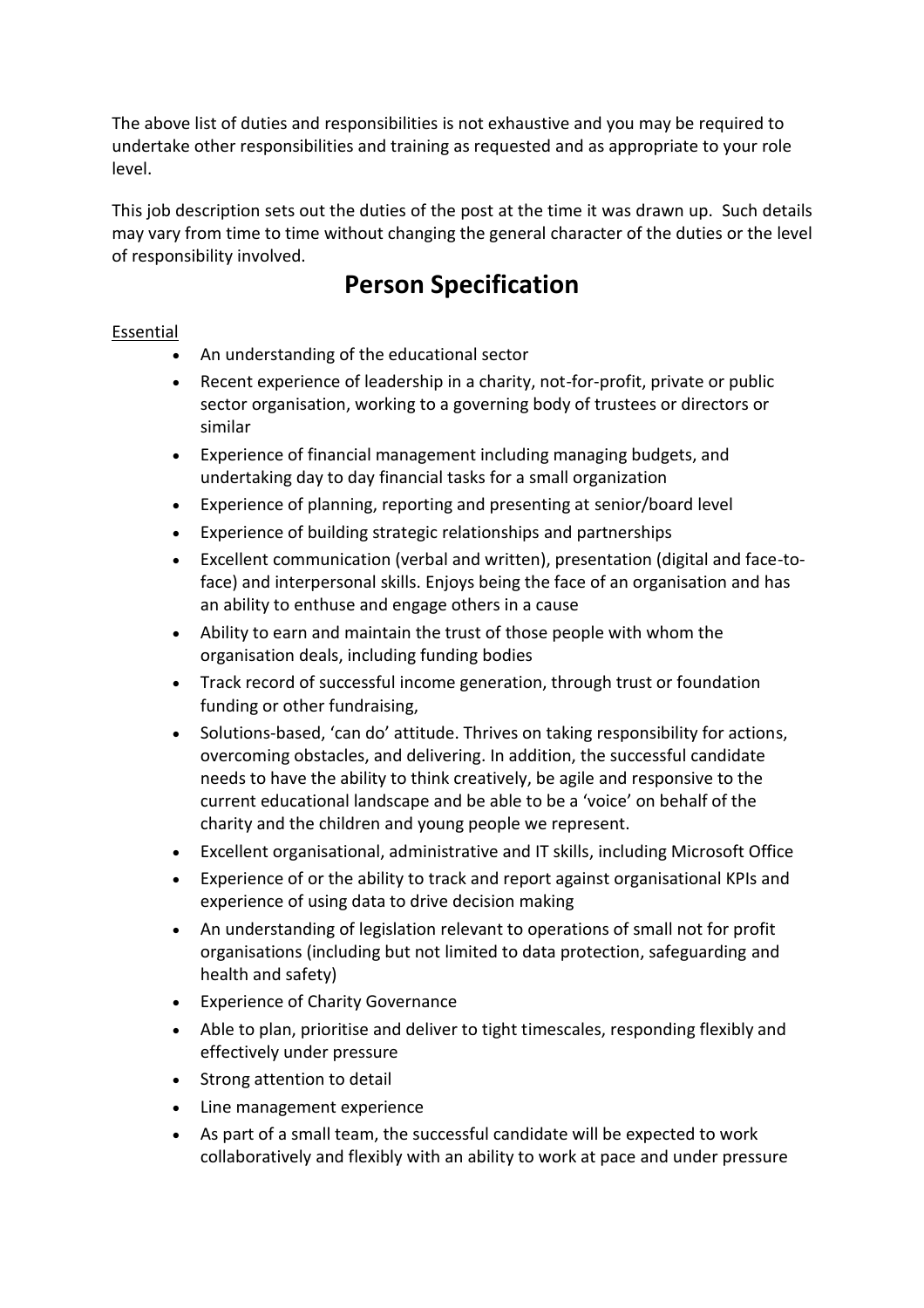The above list of duties and responsibilities is not exhaustive and you may be required to undertake other responsibilities and training as requested and as appropriate to your role level.

This job description sets out the duties of the post at the time it was drawn up. Such details may vary from time to time without changing the general character of the duties or the level of responsibility involved.

# Person Specification

Essential

- An understanding of the educational sector
- Recent experience of leadership in a charity, not-for-profit, private or public sector organisation, working to a governing body of trustees or directors or similar
- Experience of financial management including managing budgets, and undertaking day to day financial tasks for a small organization
- Experience of planning, reporting and presenting at senior/board level
- Experience of building strategic relationships and partnerships
- Excellent communication (verbal and written), presentation (digital and face-to-face) and interpersonal skills. Enjoys being the face of an organisation and has an ability to enthuse and engage others in a cause
- Ability to earn and maintain the trust of those people with whom the organisation deals, including funding bodies
- Track record of successful income generation, through trust or foundation funding or other fundraising,
- Solutions-based, 'can do' attitude. Thrives on taking responsibility for actions, overcoming obstacles, and delivering. In addition, the successful candidate needs to have the ability to think creatively, be agile and responsive to the current educational landscape and be able to be a 'voice' on behalf of the charity and the children and young people we represent.
- Excellent organisational, administrative and IT skills, including Microsoft Office
- Experience of or the ability to track and report against organisational KPIs and experience of using data to drive decision making
- An understanding of legislation relevant to operations of small not for profit organisations (including but not limited to data protection, safeguarding and health and safety)
- Experience of Charity Governance
- Able to plan, prioritise and deliver to tight timescales, responding flexibly and effectively under pressure
- Strong attention to detail
- Line management experience
- As part of a small team, the successful candidate will be expected to work collaboratively and flexibly with an ability to work at pace and under pressure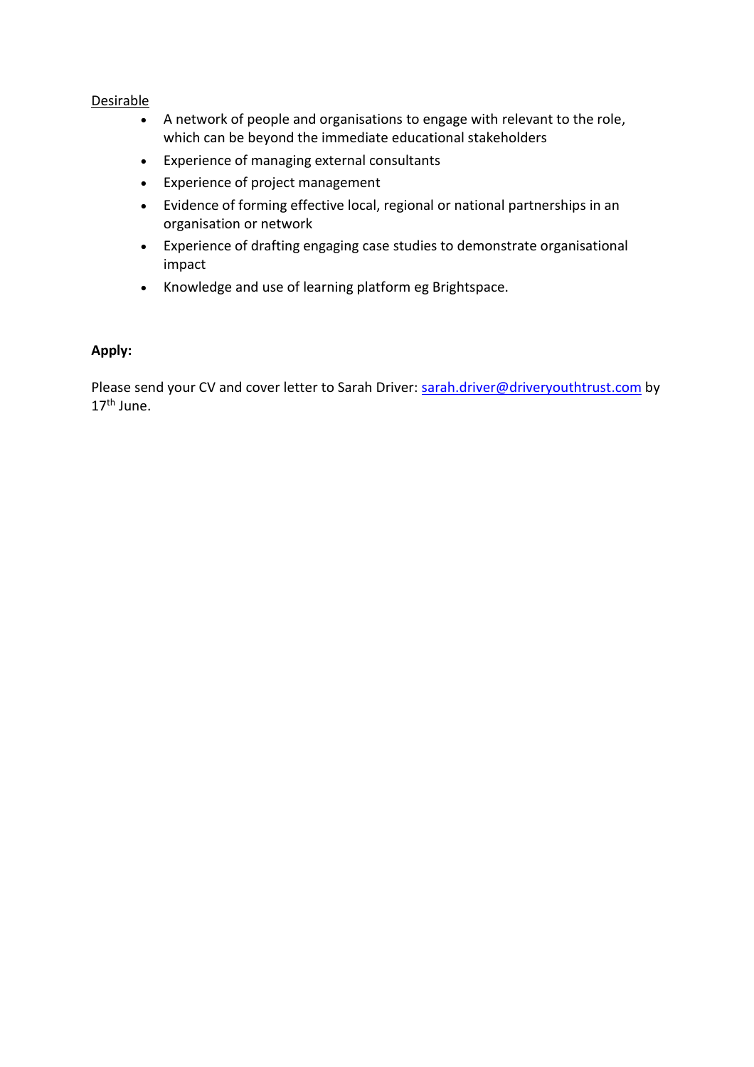Desirable

- A network of people and organisations to engage with relevant to the role, which can be beyond the immediate educational stakeholders
- Experience of managing external consultants
- Experience of project management
- Evidence of forming effective local, regional or national partnerships in an organisation or network
- Experience of drafting engaging case studies to demonstrate organisational impact
- Knowledge and use of learning platform eg Brightspace.

**Apply:**

Please send your CV and cover letter to Sarah Driver: [sarah.driver@driveryouthtrust.com](mailto:sarah.driver@driveryouthtrust.com) by 17th June.